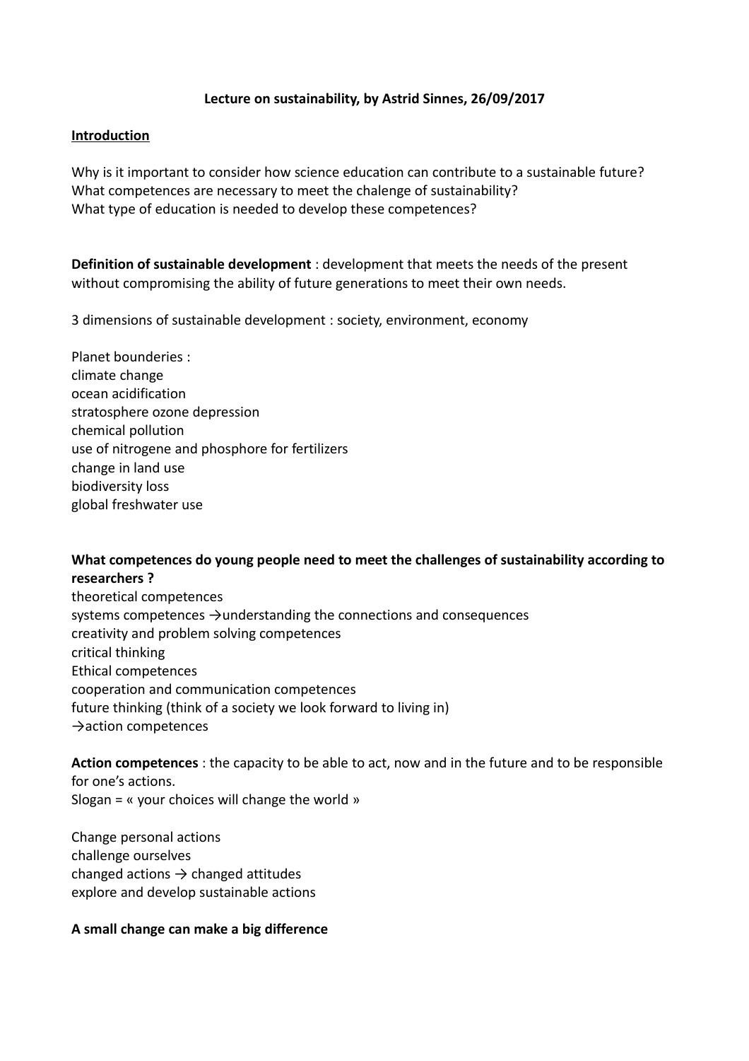**Lecture on sustainability, by Astrid Sinnes, 26/09/2017**

**<u>Introduction</u>**

Why is it important to consider how science education can contribute to a sustainable future?
What competences are necessary to meet the chalenge of sustainability?
What type of education is needed to develop these competences?

**Definition of sustainable development** : development that meets the needs of the present without compromising the ability of future generations to meet their own needs.

3 dimensions of sustainable development : society, environment, economy

Planet bounderies :
climate change
ocean acidification
stratosphere ozone depression
chemical pollution
use of nitrogene and phosphore for fertilizers
change in land use
biodiversity loss
global freshwater use

**What competences do young people need to meet the challenges of sustainability according to researchers ?**
theoretical competences
systems competences →understanding the connections and consequences
creativity and problem solving competences
critical thinking
Ethical competences
cooperation and communication competences
future thinking (think of a society we look forward to living in)
→action competences

**Action competences** : the capacity to be able to act, now and in the future and to be responsible for one's actions.
Slogan = « your choices will change the world »

Change personal actions
challenge ourselves
changed actions → changed attitudes
explore and develop sustainable actions

**A small change can make a big difference**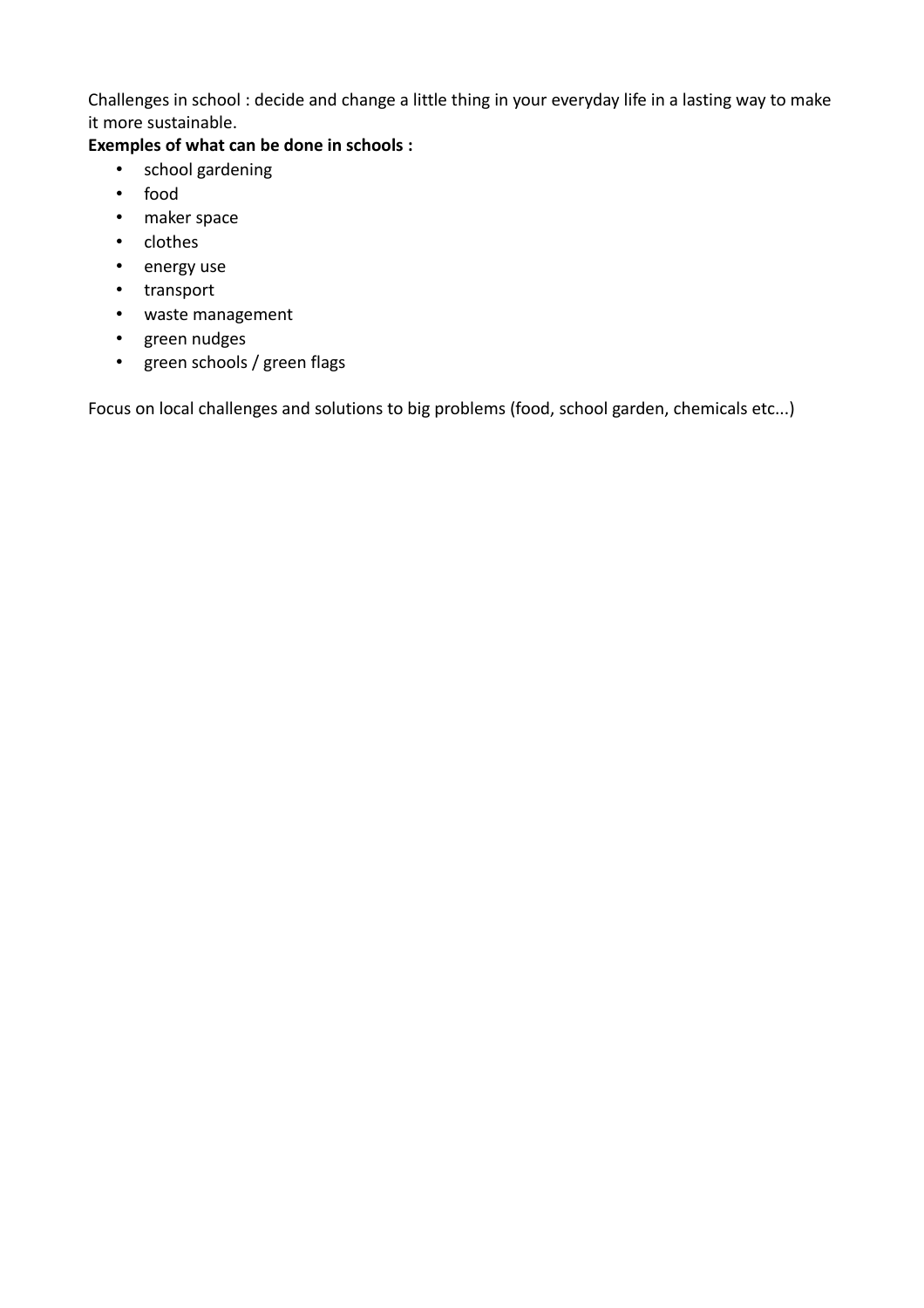Challenges in school : decide and change a little thing in your everyday life in a lasting way to make it more sustainable.

**Exemples of what can be done in schools :**

- school gardening
- food
- maker space
- clothes
- energy use
- transport
- waste management
- green nudges
- green schools / green flags

Focus on local challenges and solutions to big problems (food, school garden, chemicals etc...)